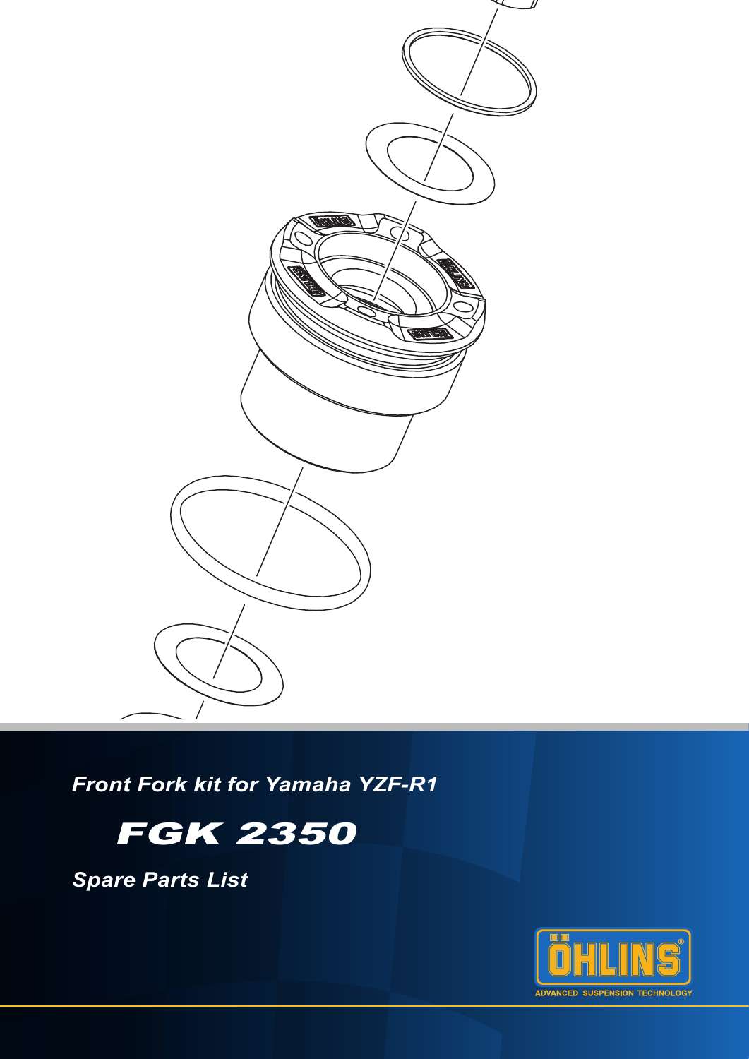*Front Fork kit for Yamaha YZF-R1*

# *FGK 2350*

*Spare Parts List*

ÖHLINS

ADVANCED SUSPENSION TECHNOLOGY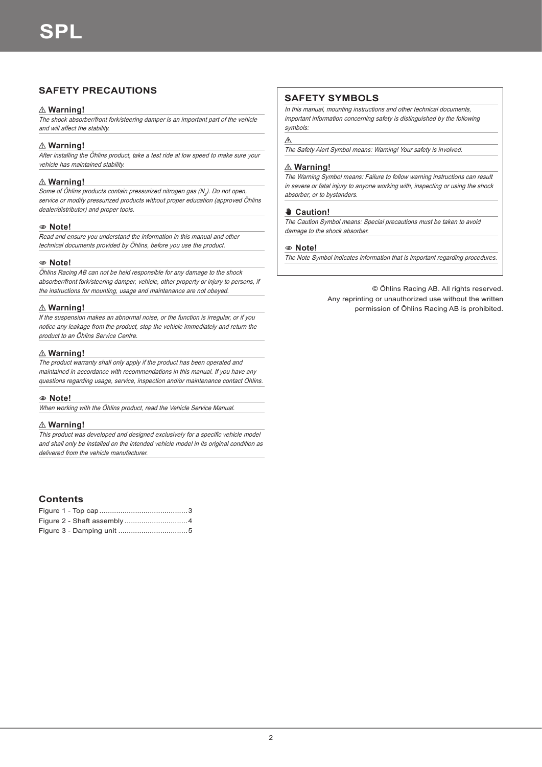# SPL

## SAFETY PRECAUTIONS

### ⚠ Warning!

*The shock absorber/front fork/steering damper is an important part of the vehicle and will affect the stability.*

### ⚠ Warning!

*After installing the Öhlins product, take a test ride at low speed to make sure your vehicle has maintained stability.*

### ⚠ Warning!

*Some of Öhlins products contain pressurized nitrogen gas ($N_2$). Do not open, service or modify pressurized products without proper education (approved Öhlins dealer/distributor) and proper tools.*

### Note!

*Read and ensure you understand the information in this manual and other technical documents provided by Öhlins, before you use the product.*

### Note!

*Öhlins Racing AB can not be held responsible for any damage to the shock absorber/front fork/steering damper, vehicle, other property or injury to persons, if the instructions for mounting, usage and maintenance are not obeyed.*

### ⚠ Warning!

*If the suspension makes an abnormal noise, or the function is irregular, or if you notice any leakage from the product, stop the vehicle immediately and return the product to an Öhlins Service Centre.*

### ⚠ Warning!

*The product warranty shall only apply if the product has been operated and maintained in accordance with recommendations in this manual. If you have any questions regarding usage, service, inspection and/or maintenance contact Öhlins.*

### Note!

*When working with the Öhlins product, read the Vehicle Service Manual.*

### ⚠ Warning!

*This product was developed and designed exclusively for a specific vehicle model and shall only be installed on the intended vehicle model in its original condition as delivered from the vehicle manufacturer.*

## SAFETY SYMBOLS

*In this manual, mounting instructions and other technical documents, important information concerning safety is distinguished by the following symbols:*

⚠

*The Safety Alert Symbol means: Warning! Your safety is involved.*

### ⚠ Warning!

*The Warning Symbol means: Failure to follow warning instructions can result in severe or fatal injury to anyone working with, inspecting or using the shock absorber, or to bystanders.*

### Caution!

*The Caution Symbol means: Special precautions must be taken to avoid damage to the shock absorber.*

### Note!

*The Note Symbol indicates information that is important regarding procedures.*

© Öhlins Racing AB. All rights reserved.
Any reprinting or unauthorized use without the written permission of Öhlins Racing AB is prohibited.

## Contents

Figure 1 - Top cap .......................................... 3
Figure 2 - Shaft assembly .............................. 4
Figure 3 - Damping unit ................................. 5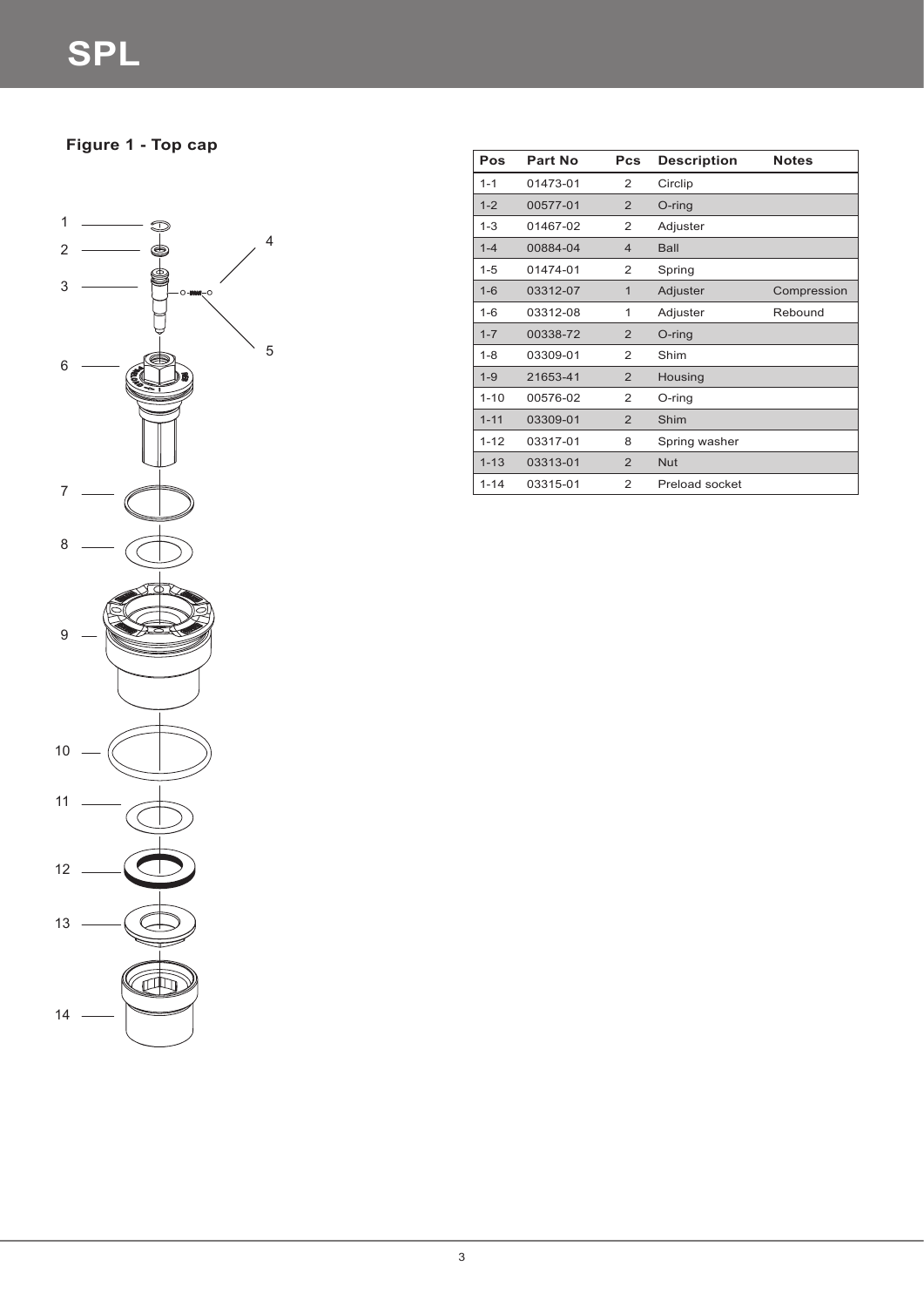# SPL

**Figure 1 - Top cap**

| Pos | Part No | Pcs | Description | Notes |
|---|---|---|---|---|
| 1-1 | 01473-01 | 2 | Circlip | |
| 1-2 | 00577-01 | 2 | O-ring | |
| 1-3 | 01467-02 | 2 | Adjuster | |
| 1-4 | 00884-04 | 4 | Ball | |
| 1-5 | 01474-01 | 2 | Spring | |
| 1-6 | 03312-07 | 1 | Adjuster | Compression |
| 1-6 | 03312-08 | 1 | Adjuster | Rebound |
| 1-7 | 00338-72 | 2 | O-ring | |
| 1-8 | 03309-01 | 2 | Shim | |
| 1-9 | 21653-41 | 2 | Housing | |
| 1-10 | 00576-02 | 2 | O-ring | |
| 1-11 | 03309-01 | 2 | Shim | |
| 1-12 | 03317-01 | 8 | Spring washer | |
| 1-13 | 03313-01 | 2 | Nut | |
| 1-14 | 03315-01 | 2 | Preload socket | |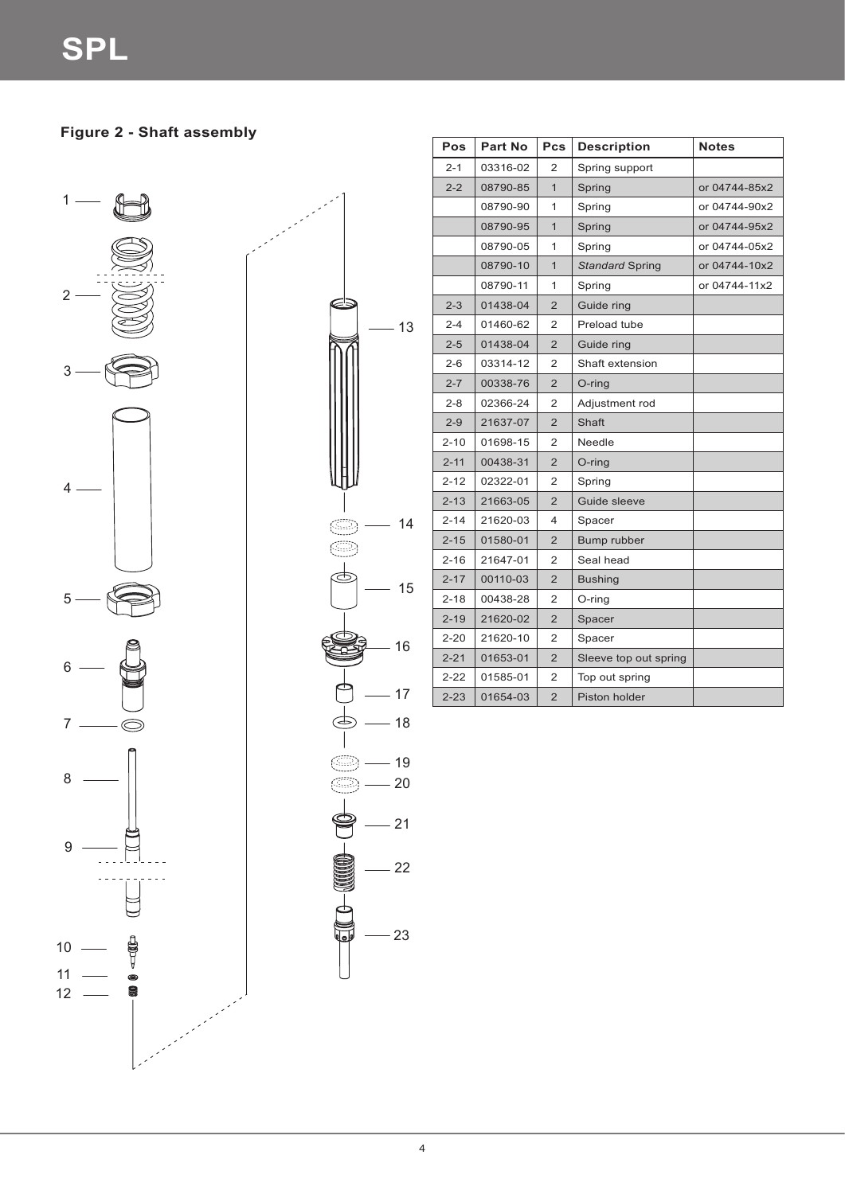# SPL

**Figure 2 - Shaft assembly**

| Pos | Part No | Pcs | Description | Notes |
|---|---|---|---|---|
| 2-1 | 03316-02 | 2 | Spring support | |
| 2-2 | 08790-85 | 1 | Spring | or 04744-85x2 |
| | 08790-90 | 1 | Spring | or 04744-90x2 |
| | 08790-95 | 1 | Spring | or 04744-95x2 |
| | 08790-05 | 1 | Spring | or 04744-05x2 |
| | 08790-10 | 1 | *Standard* Spring | or 04744-10x2 |
| | 08790-11 | 1 | Spring | or 04744-11x2 |
| 2-3 | 01438-04 | 2 | Guide ring | |
| 2-4 | 01460-62 | 2 | Preload tube | |
| 2-5 | 01438-04 | 2 | Guide ring | |
| 2-6 | 03314-12 | 2 | Shaft extension | |
| 2-7 | 00338-76 | 2 | O-ring | |
| 2-8 | 02366-24 | 2 | Adjustment rod | |
| 2-9 | 21637-07 | 2 | Shaft | |
| 2-10 | 01698-15 | 2 | Needle | |
| 2-11 | 00438-31 | 2 | O-ring | |
| 2-12 | 02322-01 | 2 | Spring | |
| 2-13 | 21663-05 | 2 | Guide sleeve | |
| 2-14 | 21620-03 | 4 | Spacer | |
| 2-15 | 01580-01 | 2 | Bump rubber | |
| 2-16 | 21647-01 | 2 | Seal head | |
| 2-17 | 00110-03 | 2 | Bushing | |
| 2-18 | 00438-28 | 2 | O-ring | |
| 2-19 | 21620-02 | 2 | Spacer | |
| 2-20 | 21620-10 | 2 | Spacer | |
| 2-21 | 01653-01 | 2 | Sleeve top out spring | |
| 2-22 | 01585-01 | 2 | Top out spring | |
| 2-23 | 01654-03 | 2 | Piston holder | |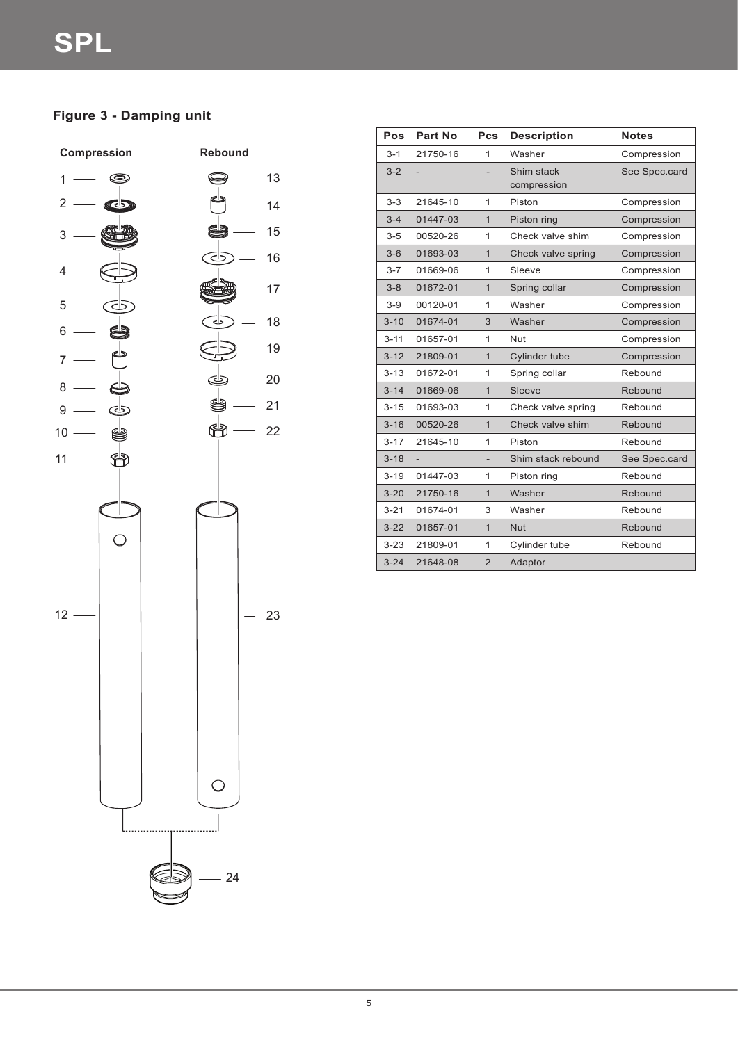# SPL

### Figure 3 - Damping unit

Compression

Rebound

| Pos | Part No | Pcs | Description | Notes |
|---|---|---|---|---|
| 3-1 | 21750-16 | 1 | Washer | Compression |
| 3-2 | - | - | Shim stack compression | See Spec.card |
| 3-3 | 21645-10 | 1 | Piston | Compression |
| 3-4 | 01447-03 | 1 | Piston ring | Compression |
| 3-5 | 00520-26 | 1 | Check valve shim | Compression |
| 3-6 | 01693-03 | 1 | Check valve spring | Compression |
| 3-7 | 01669-06 | 1 | Sleeve | Compression |
| 3-8 | 01672-01 | 1 | Spring collar | Compression |
| 3-9 | 00120-01 | 1 | Washer | Compression |
| 3-10 | 01674-01 | 3 | Washer | Compression |
| 3-11 | 01657-01 | 1 | Nut | Compression |
| 3-12 | 21809-01 | 1 | Cylinder tube | Compression |
| 3-13 | 01672-01 | 1 | Spring collar | Rebound |
| 3-14 | 01669-06 | 1 | Sleeve | Rebound |
| 3-15 | 01693-03 | 1 | Check valve spring | Rebound |
| 3-16 | 00520-26 | 1 | Check valve shim | Rebound |
| 3-17 | 21645-10 | 1 | Piston | Rebound |
| 3-18 | - | - | Shim stack rebound | See Spec.card |
| 3-19 | 01447-03 | 1 | Piston ring | Rebound |
| 3-20 | 21750-16 | 1 | Washer | Rebound |
| 3-21 | 01674-01 | 3 | Washer | Rebound |
| 3-22 | 01657-01 | 1 | Nut | Rebound |
| 3-23 | 21809-01 | 1 | Cylinder tube | Rebound |
| 3-24 | 21648-08 | 2 | Adaptor | |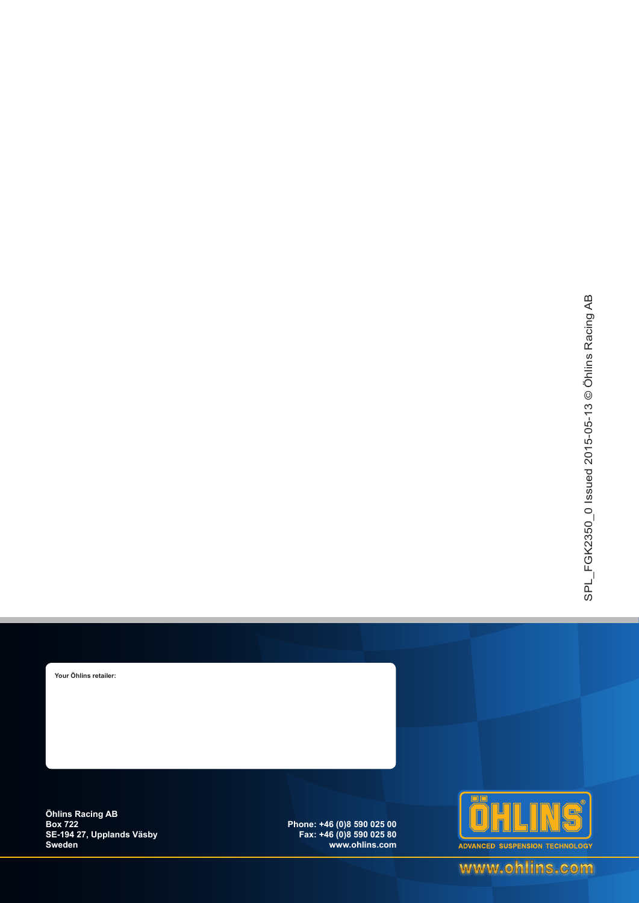SPL_FGK2350_0 Issued 2015-05-13 © Öhlins Racing AB

Your Öhlins retailer:

**Öhlins Racing AB**
**Box 722**
**SE-194 27, Upplands Väsby**
**Sweden**

**Phone: +46 (0)8 590 025 00**
**Fax: +46 (0)8 590 025 80**
**www.ohlins.com**

ÖHLINS
ADVANCED SUSPENSION TECHNOLOGY

www.ohlins.com